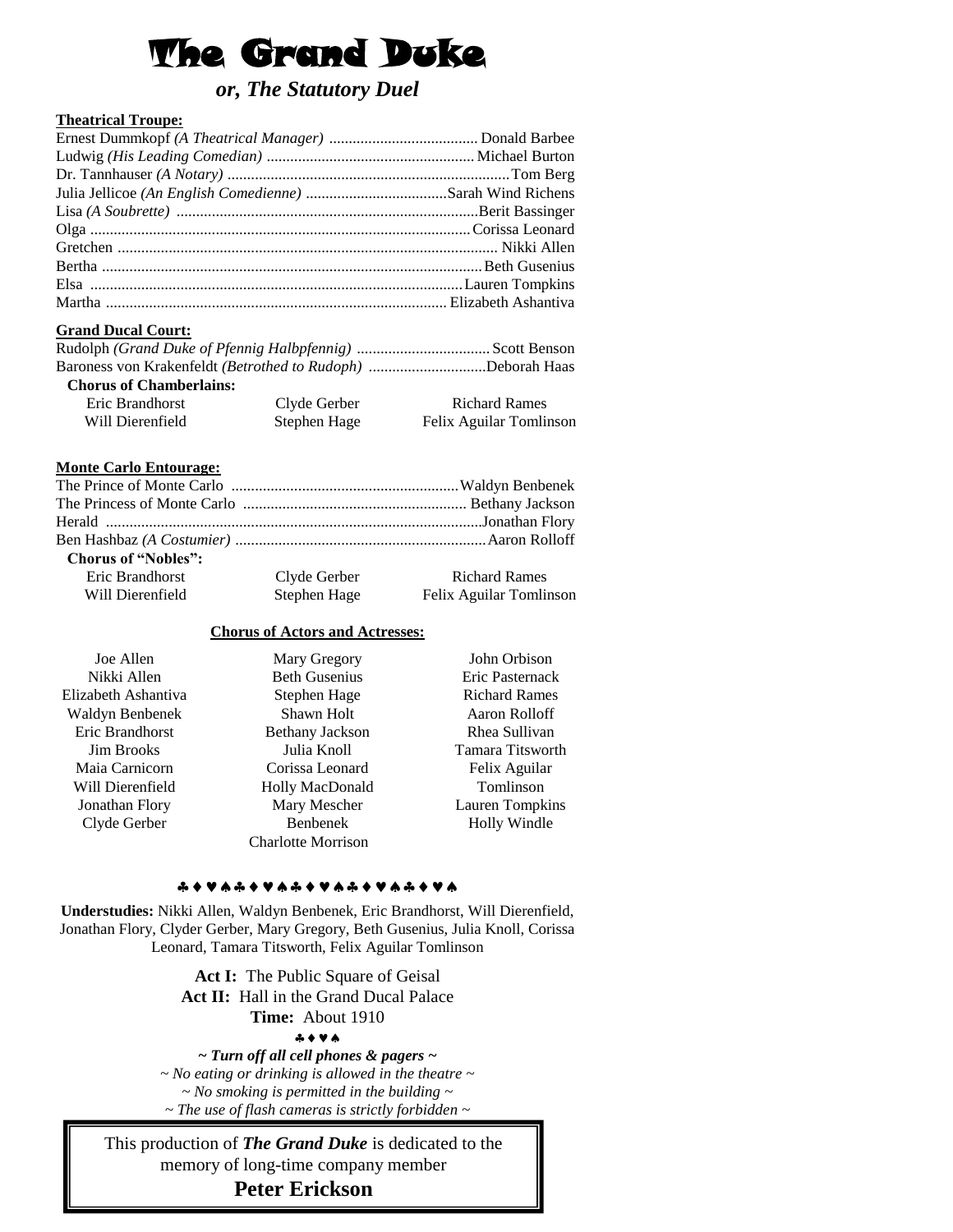# The Grand Duke

## *or, The Statutory Duel*

**Theatrical Troupe:**

Ernest Dummkopf *(A Theatrical Manager)* ...................................... Donald Barbee
Ludwig *(His Leading Comedian)* ..................................................... Michael Burton
Dr. Tannhauser *(A Notary)* ..........................................................................Tom Berg
Julia Jellicoe *(An English Comedienne)* ....................................Sarah Wind Richens
Lisa *(A Soubrette)* ............................................................................Berit Bassinger
Olga ................................................................................................Corissa Leonard
Gretchen ................................................................................................ Nikki Allen
Bertha ................................................................................................Beth Gusenius
Elsa ..............................................................................................Lauren Tompkins
Martha ...................................................................................... Elizabeth Ashantiva

**Grand Ducal Court:**

Rudolph *(Grand Duke of Pfennig Halbpfennig)* .................................. Scott Benson
Baroness von Krakenfeldt *(Betrothed to Rudoph)* ..............................Deborah Haas

**Chorus of Chamberlains:**

| | | |
|---|---|---|
| Eric Brandhorst | Clyde Gerber | Richard Rames |
| Will Dierenfield | Stephen Hage | Felix Aguilar Tomlinson |

**Monte Carlo Entourage:**

The Prince of Monte Carlo ..........................................................Waldyn Benbenek
The Princess of Monte Carlo ......................................................... Bethany Jackson
Herald ...............................................................................................Jonathan Flory
Ben Hashbaz *(A Costumier)* ................................................................Aaron Rolloff

**Chorus of "Nobles":**

| | | |
|---|---|---|
| Eric Brandhorst | Clyde Gerber | Richard Rames |
| Will Dierenfield | Stephen Hage | Felix Aguilar Tomlinson |

**Chorus of Actors and Actresses:**

| | | |
|---|---|---|
| Joe Allen | Mary Gregory | John Orbison |
| Nikki Allen | Beth Gusenius | Eric Pasternack |
| Elizabeth Ashantiva | Stephen Hage | Richard Rames |
| Waldyn Benbenek | Shawn Holt | Aaron Rolloff |
| Eric Brandhorst | Bethany Jackson | Rhea Sullivan |
| Jim Brooks | Julia Knoll | Tamara Titsworth |
| Maia Carnicorn | Corissa Leonard | Felix Aguilar Tomlinson |
| Will Dierenfield | Holly MacDonald | Lauren Tompkins |
| Jonathan Flory | Mary Mescher | Holly Windle |
| Clyde Gerber | Benbenek | |
| | Charlotte Morrison | |

♣♦♥♠♣♦♥♠♣♦♥♠♣♦♥♠♣♦♥♠

**Understudies:** Nikki Allen, Waldyn Benbenek, Eric Brandhorst, Will Dierenfield, Jonathan Flory, Clyder Gerber, Mary Gregory, Beth Gusenius, Julia Knoll, Corissa Leonard, Tamara Titsworth, Felix Aguilar Tomlinson

**Act I:** The Public Square of Geisal
**Act II:** Hall in the Grand Ducal Palace
**Time:** About 1910

♣♦♥♠

***~ Turn off all cell phones & pagers ~***
*~ No eating or drinking is allowed in the theatre ~*
*~ No smoking is permitted in the building ~*
*~ The use of flash cameras is strictly forbidden ~*

This production of ***The Grand Duke*** is dedicated to the memory of long-time company member
**Peter Erickson**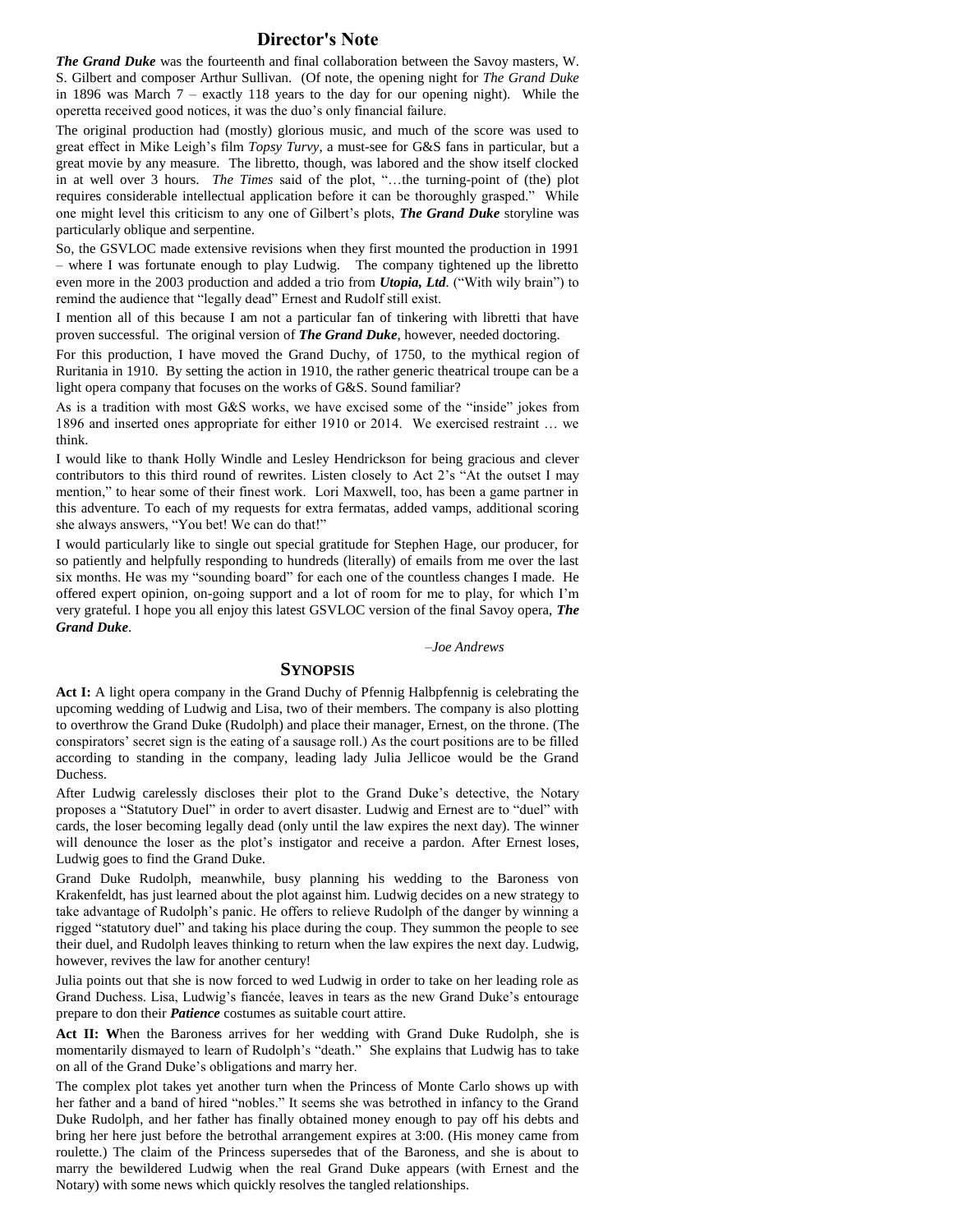## Director's Note

***The Grand Duke*** was the fourteenth and final collaboration between the Savoy masters, W. S. Gilbert and composer Arthur Sullivan. (Of note, the opening night for *The Grand Duke* in 1896 was March 7 – exactly 118 years to the day for our opening night). While the operetta received good notices, it was the duo's only financial failure.

The original production had (mostly) glorious music, and much of the score was used to great effect in Mike Leigh's film *Topsy Turvy*, a must-see for G&S fans in particular, but a great movie by any measure. The libretto, though, was labored and the show itself clocked in at well over 3 hours. *The Times* said of the plot, "…the turning-point of (the) plot requires considerable intellectual application before it can be thoroughly grasped." While one might level this criticism to any one of Gilbert's plots, ***The Grand Duke*** storyline was particularly oblique and serpentine.

So, the GSVLOC made extensive revisions when they first mounted the production in 1991 – where I was fortunate enough to play Ludwig. The company tightened up the libretto even more in the 2003 production and added a trio from ***Utopia, Ltd***. ("With wily brain") to remind the audience that "legally dead" Ernest and Rudolf still exist.

I mention all of this because I am not a particular fan of tinkering with libretti that have proven successful. The original version of ***The Grand Duke***, however, needed doctoring.

For this production, I have moved the Grand Duchy, of 1750, to the mythical region of Ruritania in 1910. By setting the action in 1910, the rather generic theatrical troupe can be a light opera company that focuses on the works of G&S. Sound familiar?

As is a tradition with most G&S works, we have excised some of the "inside" jokes from 1896 and inserted ones appropriate for either 1910 or 2014. We exercised restraint … we think.

I would like to thank Holly Windle and Lesley Hendrickson for being gracious and clever contributors to this third round of rewrites. Listen closely to Act 2's "At the outset I may mention," to hear some of their finest work. Lori Maxwell, too, has been a game partner in this adventure. To each of my requests for extra fermatas, added vamps, additional scoring she always answers, "You bet! We can do that!"

I would particularly like to single out special gratitude for Stephen Hage, our producer, for so patiently and helpfully responding to hundreds (literally) of emails from me over the last six months. He was my "sounding board" for each one of the countless changes I made. He offered expert opinion, on-going support and a lot of room for me to play, for which I'm very grateful. I hope you all enjoy this latest GSVLOC version of the final Savoy opera, ***The Grand Duke***.

*–Joe Andrews*

## Synopsis

**Act I:** A light opera company in the Grand Duchy of Pfennig Halbpfennig is celebrating the upcoming wedding of Ludwig and Lisa, two of their members. The company is also plotting to overthrow the Grand Duke (Rudolph) and place their manager, Ernest, on the throne. (The conspirators' secret sign is the eating of a sausage roll.) As the court positions are to be filled according to standing in the company, leading lady Julia Jellicoe would be the Grand Duchess.

After Ludwig carelessly discloses their plot to the Grand Duke's detective, the Notary proposes a "Statutory Duel" in order to avert disaster. Ludwig and Ernest are to "duel" with cards, the loser becoming legally dead (only until the law expires the next day). The winner will denounce the loser as the plot's instigator and receive a pardon. After Ernest loses, Ludwig goes to find the Grand Duke.

Grand Duke Rudolph, meanwhile, busy planning his wedding to the Baroness von Krakenfeldt, has just learned about the plot against him. Ludwig decides on a new strategy to take advantage of Rudolph's panic. He offers to relieve Rudolph of the danger by winning a rigged "statutory duel" and taking his place during the coup. They summon the people to see their duel, and Rudolph leaves thinking to return when the law expires the next day. Ludwig, however, revives the law for another century!

Julia points out that she is now forced to wed Ludwig in order to take on her leading role as Grand Duchess. Lisa, Ludwig's fiancée, leaves in tears as the new Grand Duke's entourage prepare to don their ***Patience*** costumes as suitable court attire.

**Act II: W**hen the Baroness arrives for her wedding with Grand Duke Rudolph, she is momentarily dismayed to learn of Rudolph's "death." She explains that Ludwig has to take on all of the Grand Duke's obligations and marry her.

The complex plot takes yet another turn when the Princess of Monte Carlo shows up with her father and a band of hired "nobles." It seems she was betrothed in infancy to the Grand Duke Rudolph, and her father has finally obtained money enough to pay off his debts and bring her here just before the betrothal arrangement expires at 3:00. (His money came from roulette.) The claim of the Princess supersedes that of the Baroness, and she is about to marry the bewildered Ludwig when the real Grand Duke appears (with Ernest and the Notary) with some news which quickly resolves the tangled relationships.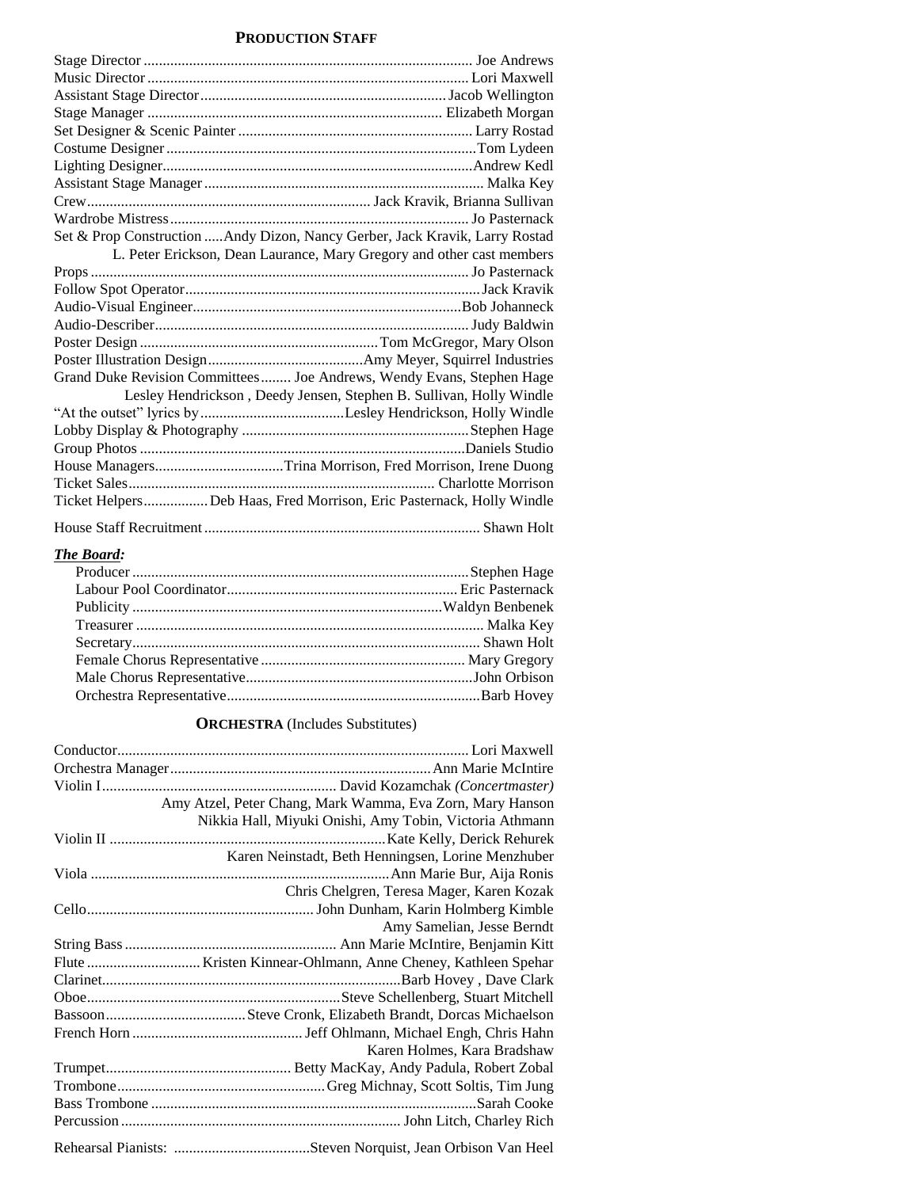## **Production Staff**

Stage Director ........................................................................ Joe Andrews
Music Director ........................................................................ Lori Maxwell
Assistant Stage Director ........................................................ Jacob Wellington
Stage Manager ........................................................................ Elizabeth Morgan
Set Designer & Scenic Painter ............................................... Larry Rostad
Costume Designer ................................................................... Tom Lydeen
Lighting Designer ................................................................... Andrew Kedl
Assistant Stage Manager ........................................................ Malka Key
Crew ........................................................................ Jack Kravik, Brianna Sullivan
Wardrobe Mistress .................................................................. Jo Pasternack
Set & Prop Construction .....Andy Dizon, Nancy Gerber, Jack Kravik, Larry Rostad
L. Peter Erickson, Dean Laurance, Mary Gregory and other cast members
Props ........................................................................................ Jo Pasternack
Follow Spot Operator .............................................................. Jack Kravik
Audio-Visual Engineer ............................................................ Bob Johanneck
Audio-Describer ...................................................................... Judy Baldwin
Poster Design ............................................................ Tom McGregor, Mary Olson
Poster Illustration Design .......................................... Amy Meyer, Squirrel Industries
Grand Duke Revision Committees ........ Joe Andrews, Wendy Evans, Stephen Hage
Lesley Hendrickson , Deedy Jensen, Stephen B. Sullivan, Holly Windle
"At the outset" lyrics by ...................................... Lesley Hendrickson, Holly Windle
Lobby Display & Photography ................................................ Stephen Hage
Group Photos ........................................................................... Daniels Studio
House Managers ................................. Trina Morrison, Fred Morrison, Irene Duong
Ticket Sales ............................................................................. Charlotte Morrison
Ticket Helpers ................. Deb Haas, Fred Morrison, Eric Pasternack, Holly Windle

House Staff Recruitment ......................................................... Shawn Holt

***The Board:***

Producer .................................................................................. Stephen Hage
Labour Pool Coordinator ......................................................... Eric Pasternack
Publicity .................................................................................. Waldyn Benbenek
Treasurer .................................................................................. Malka Key
Secretary .................................................................................. Shawn Holt
Female Chorus Representative ............................................... Mary Gregory
Male Chorus Representative .................................................... John Orbison
Orchestra Representative ......................................................... Barb Hovey

## **Orchestra** (Includes Substitutes)

Conductor ................................................................................. Lori Maxwell
Orchestra Manager .................................................................. Ann Marie McIntire
Violin I ............................................................ David Kozamchak *(Concertmaster)*
Amy Atzel, Peter Chang, Mark Wamma, Eva Zorn, Mary Hanson
Nikkia Hall, Miyuki Onishi, Amy Tobin, Victoria Athmann
Violin II .......................................................................... Kate Kelly, Derick Rehurek
Karen Neinstadt, Beth Henningsen, Lorine Menzhuber
Viola ................................................................................ Ann Marie Bur, Aija Ronis
Chris Chelgren, Teresa Mager, Karen Kozak
Cello ............................................................... John Dunham, Karin Holmberg Kimble
Amy Samelian, Jesse Berndt
String Bass ........................................................ Ann Marie McIntire, Benjamin Kitt
Flute ............................. Kristen Kinnear-Ohlmann, Anne Cheney, Kathleen Spehar
Clarinet .................................................................................. Barb Hovey , Dave Clark
Oboe ................................................................. Steve Schellenberg, Stuart Mitchell
Bassoon .................................... Steve Cronk, Elizabeth Brandt, Dorcas Michaelson
French Horn ........................................... Jeff Ohlmann, Michael Engh, Chris Hahn
Karen Holmes, Kara Bradshaw
Trumpet ................................................ Betty MacKay, Andy Padula, Robert Zobal
Trombone ....................................................... Greg Michnay, Scott Soltis, Tim Jung
Bass Trombone ........................................................................ Sarah Cooke
Percussion ......................................................................... John Litch, Charley Rich

Rehearsal Pianists: .................................... Steven Norquist, Jean Orbison Van Heel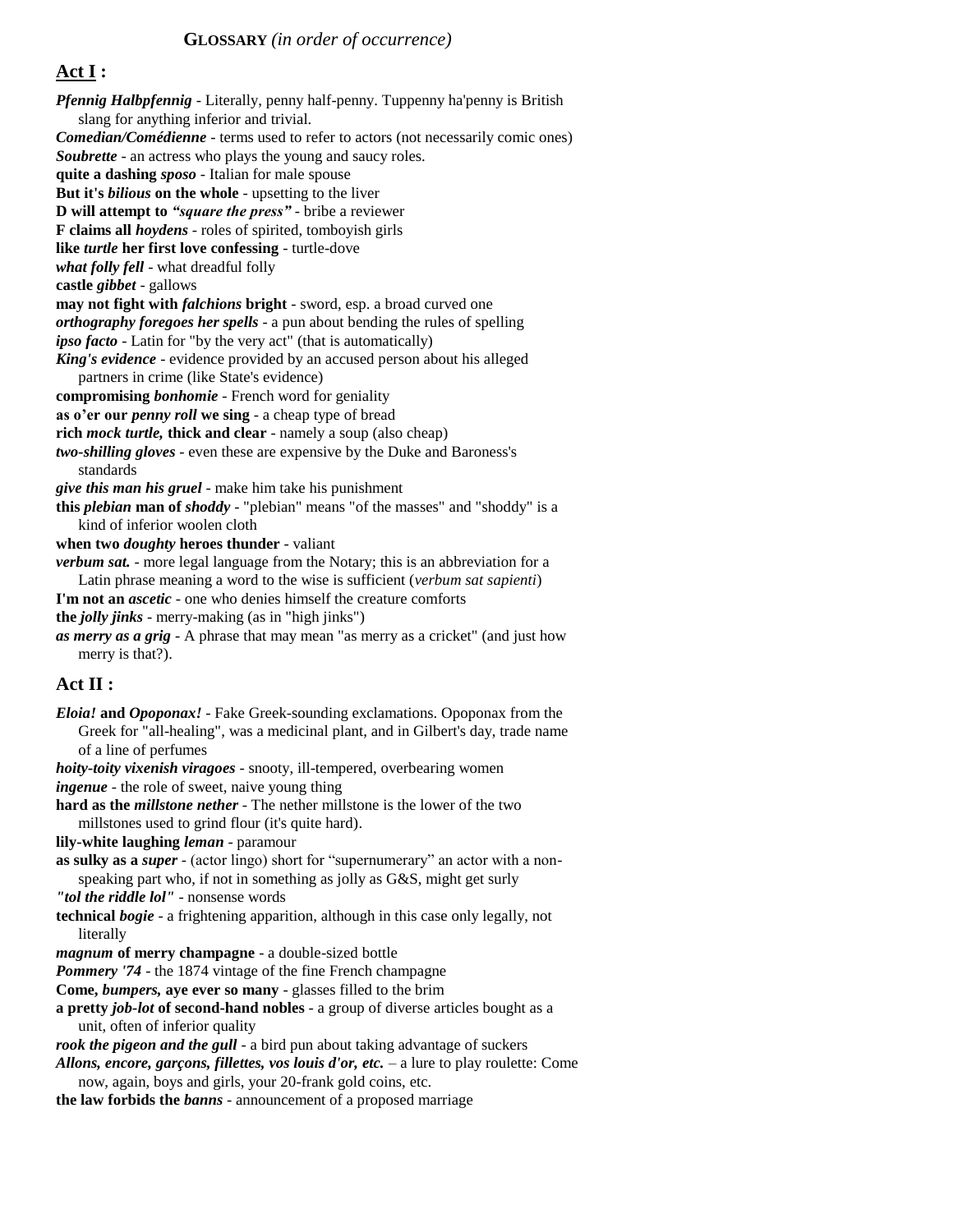## **GLOSSARY** *(in order of occurrence)*

### **Act I :**

***Pfennig Halbpfennig*** - Literally, penny half-penny. Tuppenny ha'penny is British slang for anything inferior and trivial.

***Comedian/Comédienne*** - terms used to refer to actors (not necessarily comic ones)

***Soubrette*** - an actress who plays the young and saucy roles.

**quite a dashing *sposo*** - Italian for male spouse

**But it's *bilious* on the whole** - upsetting to the liver

**D will attempt to *"square the press"*** - bribe a reviewer

**F claims all *hoydens*** - roles of spirited, tomboyish girls

**like *turtle* her first love confessing** - turtle-dove

***what folly fell*** - what dreadful folly

**castle *gibbet*** - gallows

**may not fight with *falchions* bright** - sword, esp. a broad curved one

***orthography foregoes her spells*** - a pun about bending the rules of spelling

***ipso facto*** - Latin for "by the very act" (that is automatically)

***King's evidence*** - evidence provided by an accused person about his alleged partners in crime (like State's evidence)

**compromising *bonhomie*** - French word for geniality

**as o'er our *penny roll* we sing** - a cheap type of bread

**rich *mock turtle,* thick and clear** - namely a soup (also cheap)

***two-shilling gloves*** - even these are expensive by the Duke and Baroness's standards

***give this man his gruel*** - make him take his punishment

**this *plebian* man of *shoddy*** - "plebian" means "of the masses" and "shoddy" is a kind of inferior woolen cloth

**when two *doughty* heroes thunder** - valiant

***verbum sat.*** - more legal language from the Notary; this is an abbreviation for a Latin phrase meaning a word to the wise is sufficient (*verbum sat sapienti*)

**I'm not an *ascetic*** - one who denies himself the creature comforts

**the *jolly jinks*** - merry-making (as in "high jinks")

***as merry as a grig*** - A phrase that may mean "as merry as a cricket" (and just how merry is that?).

### **Act II :**

***Eloia!* and *Opoponax!*** - Fake Greek-sounding exclamations. Opoponax from the Greek for "all-healing", was a medicinal plant, and in Gilbert's day, trade name of a line of perfumes

***hoity-toity vixenish viragoes*** - snooty, ill-tempered, overbearing women

***ingenue*** - the role of sweet, naive young thing

**hard as the *millstone nether*** - The nether millstone is the lower of the two millstones used to grind flour (it's quite hard).

**lily-white laughing *leman*** - paramour

**as sulky as a *super*** - (actor lingo) short for "supernumerary" an actor with a non-speaking part who, if not in something as jolly as G&S, might get surly

***"tol the riddle lol"*** - nonsense words

**technical *bogie*** - a frightening apparition, although in this case only legally, not literally

***magnum* of merry champagne** - a double-sized bottle

***Pommery '74*** - the 1874 vintage of the fine French champagne

**Come, *bumpers,* aye ever so many** - glasses filled to the brim

**a pretty *job-lot* of second-hand nobles** - a group of diverse articles bought as a unit, often of inferior quality

***rook the pigeon and the gull*** - a bird pun about taking advantage of suckers

***Allons, encore, garçons, fillettes, vos louis d'or, etc.*** – a lure to play roulette: Come now, again, boys and girls, your 20-frank gold coins, etc.

**the law forbids the *banns*** - announcement of a proposed marriage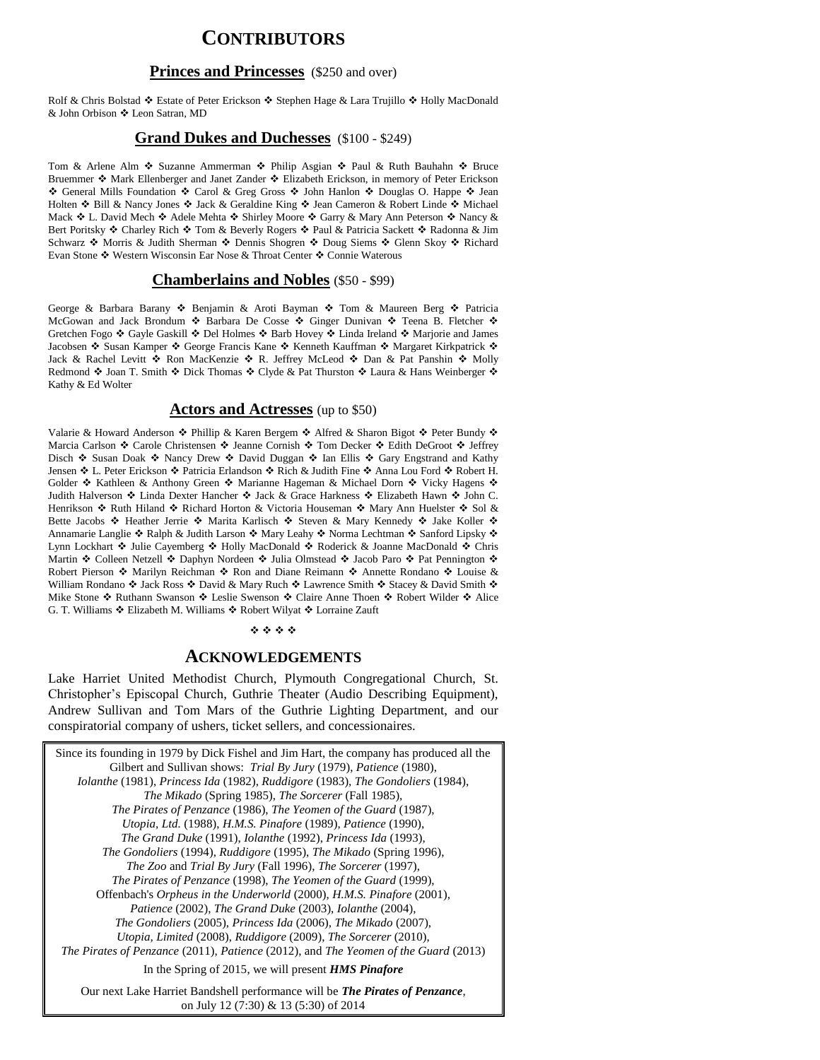# Contributors

## Princes and Princesses (\$250 and over)

Rolf & Chris Bolstad ❖ Estate of Peter Erickson ❖ Stephen Hage & Lara Trujillo ❖ Holly MacDonald & John Orbison ❖ Leon Satran, MD

## Grand Dukes and Duchesses (\$100 - \$249)

Tom & Arlene Alm ❖ Suzanne Ammerman ❖ Philip Asgian ❖ Paul & Ruth Bauhahn ❖ Bruce Bruemmer ❖ Mark Ellenberger and Janet Zander ❖ Elizabeth Erickson, in memory of Peter Erickson ❖ General Mills Foundation ❖ Carol & Greg Gross ❖ John Hanlon ❖ Douglas O. Happe ❖ Jean Holten ❖ Bill & Nancy Jones ❖ Jack & Geraldine King ❖ Jean Cameron & Robert Linde ❖ Michael Mack ❖ L. David Mech ❖ Adele Mehta ❖ Shirley Moore ❖ Garry & Mary Ann Peterson ❖ Nancy & Bert Poritsky ❖ Charley Rich ❖ Tom & Beverly Rogers ❖ Paul & Patricia Sackett ❖ Radonna & Jim Schwarz ❖ Morris & Judith Sherman ❖ Dennis Shogren ❖ Doug Siems ❖ Glenn Skoy ❖ Richard Evan Stone ❖ Western Wisconsin Ear Nose & Throat Center ❖ Connie Waterous

## Chamberlains and Nobles (\$50 - \$99)

George & Barbara Barany ❖ Benjamin & Aroti Bayman ❖ Tom & Maureen Berg ❖ Patricia McGowan and Jack Brondum ❖ Barbara De Cosse ❖ Ginger Dunivan ❖ Teena B. Fletcher ❖ Gretchen Fogo ❖ Gayle Gaskill ❖ Del Holmes ❖ Barb Hovey ❖ Linda Ireland ❖ Marjorie and James Jacobsen ❖ Susan Kamper ❖ George Francis Kane ❖ Kenneth Kauffman ❖ Margaret Kirkpatrick ❖ Jack & Rachel Levitt ❖ Ron MacKenzie ❖ R. Jeffrey McLeod ❖ Dan & Pat Panshin ❖ Molly Redmond ❖ Joan T. Smith ❖ Dick Thomas ❖ Clyde & Pat Thurston ❖ Laura & Hans Weinberger ❖ Kathy & Ed Wolter

## Actors and Actresses (up to \$50)

Valarie & Howard Anderson ❖ Phillip & Karen Bergem ❖ Alfred & Sharon Bigot ❖ Peter Bundy ❖ Marcia Carlson ❖ Carole Christensen ❖ Jeanne Cornish ❖ Tom Decker ❖ Edith DeGroot ❖ Jeffrey Disch ❖ Susan Doak ❖ Nancy Drew ❖ David Duggan ❖ Ian Ellis ❖ Gary Engstrand and Kathy Jensen ❖ L. Peter Erickson ❖ Patricia Erlandson ❖ Rich & Judith Fine ❖ Anna Lou Ford ❖ Robert H. Golder ❖ Kathleen & Anthony Green ❖ Marianne Hageman & Michael Dorn ❖ Vicky Hagens ❖ Judith Halverson ❖ Linda Dexter Hancher ❖ Jack & Grace Harkness ❖ Elizabeth Hawn ❖ John C. Henrikson ❖ Ruth Hiland ❖ Richard Horton & Victoria Houseman ❖ Mary Ann Huelster ❖ Sol & Bette Jacobs ❖ Heather Jerrie ❖ Marita Karlisch ❖ Steven & Mary Kennedy ❖ Jake Koller ❖ Annamarie Langlie ❖ Ralph & Judith Larson ❖ Mary Leahy ❖ Norma Lechtman ❖ Sanford Lipsky ❖ Lynn Lockhart ❖ Julie Cayemberg ❖ Holly MacDonald ❖ Roderick & Joanne MacDonald ❖ Chris Martin ❖ Colleen Netzell ❖ Daphyn Nordeen ❖ Julia Olmstead ❖ Jacob Paro ❖ Pat Pennington ❖ Robert Pierson ❖ Marilyn Reichman ❖ Ron and Diane Reimann ❖ Annette Rondano ❖ Louise & William Rondano ❖ Jack Ross ❖ David & Mary Ruch ❖ Lawrence Smith ❖ Stacey & David Smith ❖ Mike Stone ❖ Ruthann Swanson ❖ Leslie Swenson ❖ Claire Anne Thoen ❖ Robert Wilder ❖ Alice G. T. Williams ❖ Elizabeth M. Williams ❖ Robert Wilyat ❖ Lorraine Zauft

❖ ❖ ❖ ❖

# Acknowledgements

Lake Harriet United Methodist Church, Plymouth Congregational Church, St. Christopher's Episcopal Church, Guthrie Theater (Audio Describing Equipment), Andrew Sullivan and Tom Mars of the Guthrie Lighting Department, and our conspiratorial company of ushers, ticket sellers, and concessionaires.

Since its founding in 1979 by Dick Fishel and Jim Hart, the company has produced all the Gilbert and Sullivan shows: *Trial By Jury* (1979), *Patience* (1980), *Iolanthe* (1981), *Princess Ida* (1982), *Ruddigore* (1983), *The Gondoliers* (1984), *The Mikado* (Spring 1985), *The Sorcerer* (Fall 1985), *The Pirates of Penzance* (1986), *The Yeomen of the Guard* (1987), *Utopia, Ltd.* (1988), *H.M.S. Pinafore* (1989), *Patience* (1990), *The Grand Duke* (1991), *Iolanthe* (1992), *Princess Ida* (1993), *The Gondoliers* (1994), *Ruddigore* (1995), *The Mikado* (Spring 1996), *The Zoo* and *Trial By Jury* (Fall 1996), *The Sorcerer* (1997), *The Pirates of Penzance* (1998), *The Yeomen of the Guard* (1999), Offenbach's *Orpheus in the Underworld* (2000), *H.M.S. Pinafore* (2001), *Patience* (2002), *The Grand Duke* (2003), *Iolanthe* (2004), *The Gondoliers* (2005), *Princess Ida* (2006), *The Mikado* (2007), *Utopia, Limited* (2008), *Ruddigore* (2009), *The Sorcerer* (2010), *The Pirates of Penzance* (2011), *Patience* (2012), and *The Yeomen of the Guard* (2013)

In the Spring of 2015, we will present ***HMS Pinafore***

Our next Lake Harriet Bandshell performance will be ***The Pirates of Penzance***, on July 12 (7:30) & 13 (5:30) of 2014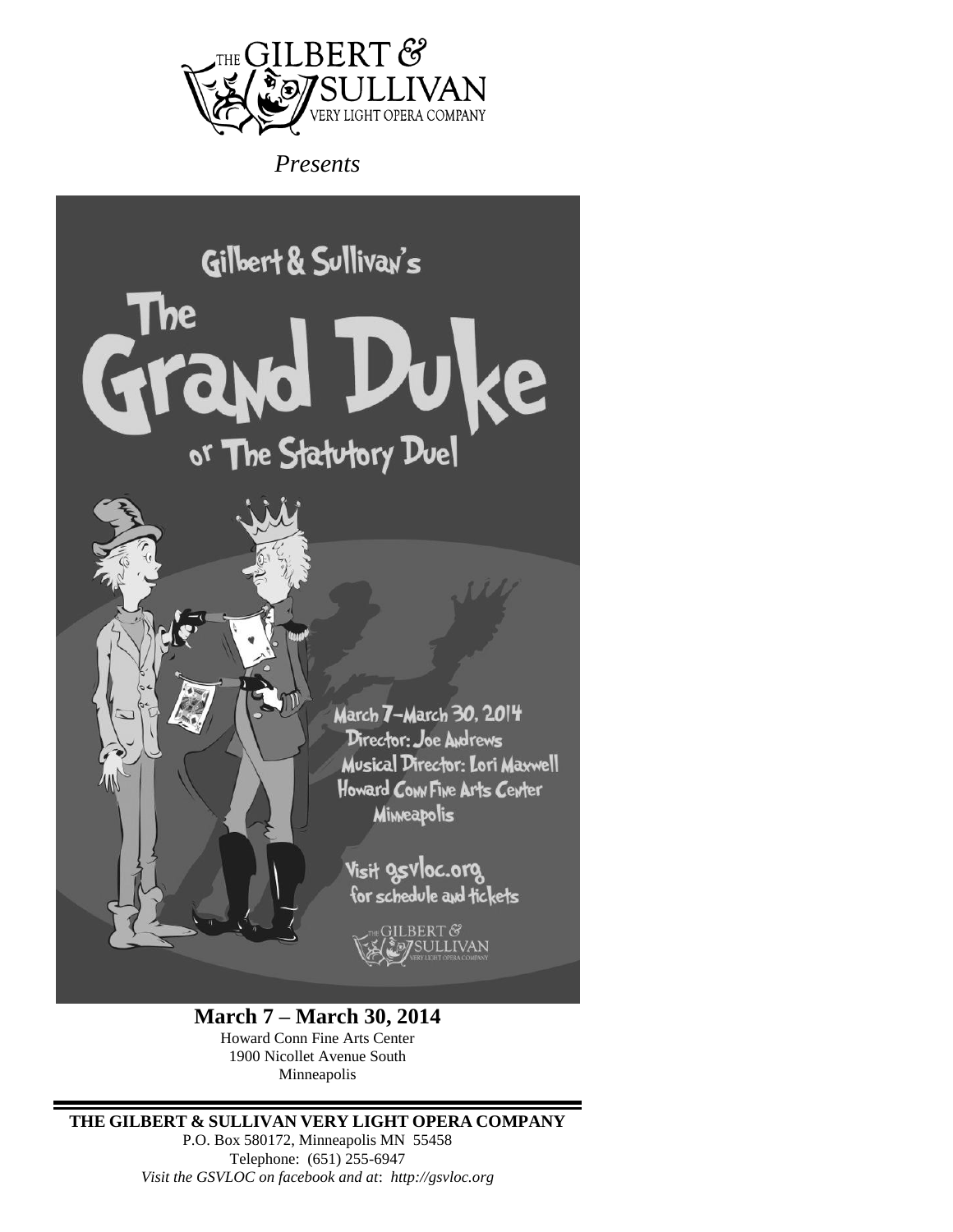THE GILBERT & SULLIVAN VERY LIGHT OPERA COMPANY

*Presents*

Gilbert & Sullivan's

# The Grand Duke

or The Statutory Duel

March 7–March 30, 2014
Director: Joe Andrews
Musical Director: Lori Maxwell
Howard Conn Fine Arts Center
Minneapolis

Visit gsvloc.org for schedule and tickets

**March 7 – March 30, 2014**

Howard Conn Fine Arts Center
1900 Nicollet Avenue South
Minneapolis

---

**THE GILBERT & SULLIVAN VERY LIGHT OPERA COMPANY**

P.O. Box 580172, Minneapolis MN 55458
Telephone: (651) 255-6947
*Visit the GSVLOC on facebook and at*: *http://gsvloc.org*